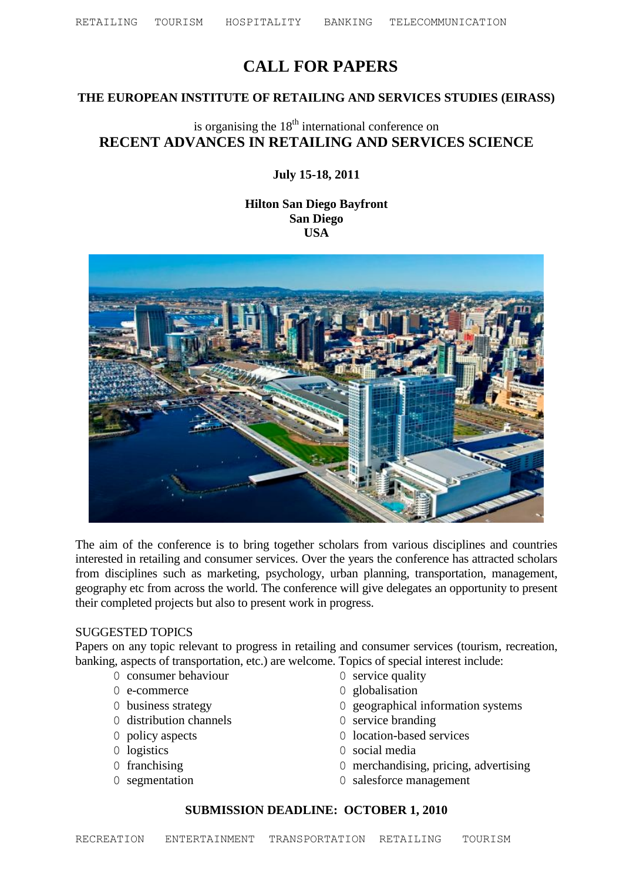RETAILING TOURISM HOSPITALITY BANKING TELECOMMUNICATION

# CALL FOR PAPERS

## THE EUROPEAN INSTITUTE OF RETAILING AND SERVICES STUDIES (EIRASS)

is organising the 18th international conference on

## RECENT ADVANCES IN RETAILING AND SERVICES SCIENCE

**July 15-18, 2011**

**Hilton San Diego Bayfront**
**San Diego**
**USA**

The aim of the conference is to bring together scholars from various disciplines and countries interested in retailing and consumer services. Over the years the conference has attracted scholars from disciplines such as marketing, psychology, urban planning, transportation, management, geography etc from across the world. The conference will give delegates an opportunity to present their completed projects but also to present work in progress.

SUGGESTED TOPICS

Papers on any topic relevant to progress in retailing and consumer services (tourism, recreation, banking, aspects of transportation, etc.) are welcome. Topics of special interest include:

- consumer behaviour
- e-commerce
- business strategy
- distribution channels
- policy aspects
- logistics
- franchising
- segmentation
- service quality
- globalisation
- geographical information systems
- service branding
- location-based services
- social media
- merchandising, pricing, advertising
- salesforce management

**SUBMISSION DEADLINE: OCTOBER 1, 2010**

RECREATION ENTERTAINMENT TRANSPORTATION RETAILING TOURISM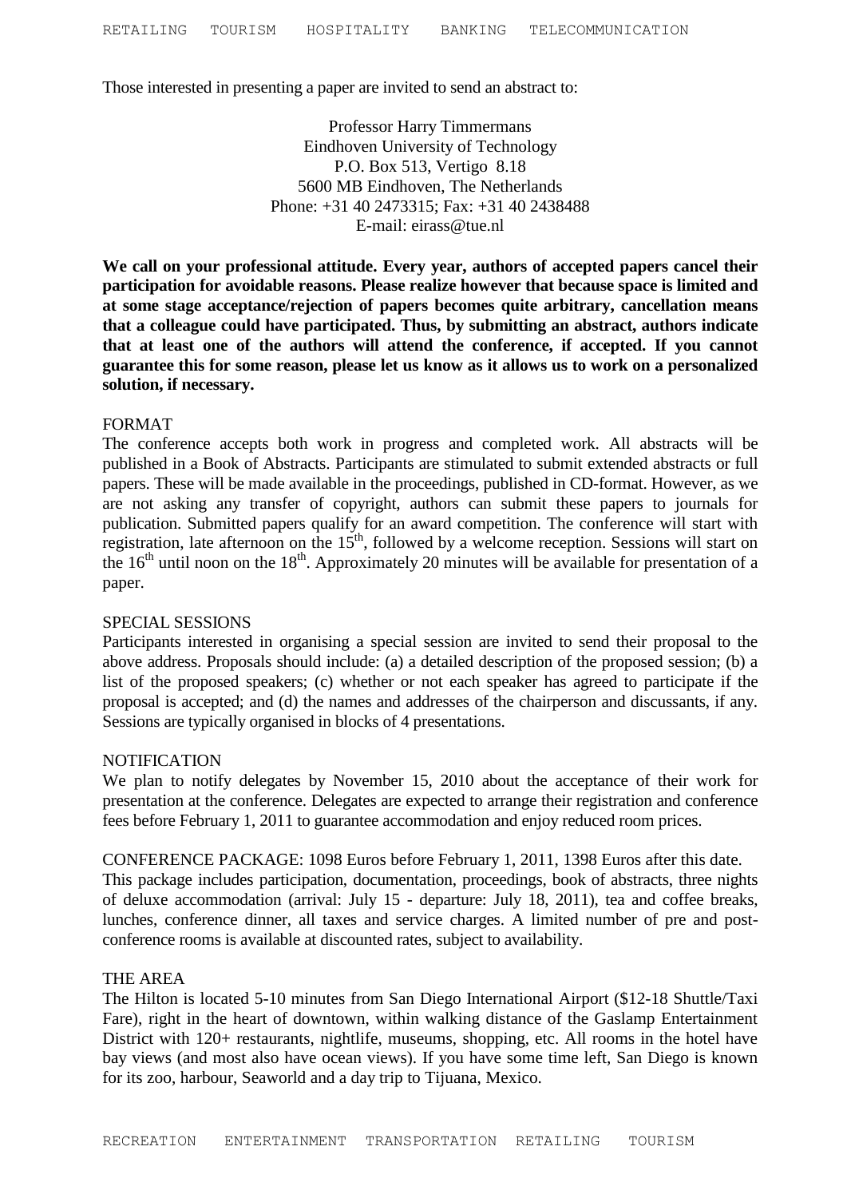Those interested in presenting a paper are invited to send an abstract to:

Professor Harry Timmermans
Eindhoven University of Technology
P.O. Box 513, Vertigo 8.18
5600 MB Eindhoven, The Netherlands
Phone: +31 40 2473315; Fax: +31 40 2438488
E-mail: eirass@tue.nl

**We call on your professional attitude. Every year, authors of accepted papers cancel their participation for avoidable reasons. Please realize however that because space is limited and at some stage acceptance/rejection of papers becomes quite arbitrary, cancellation means that a colleague could have participated. Thus, by submitting an abstract, authors indicate that at least one of the authors will attend the conference, if accepted. If you cannot guarantee this for some reason, please let us know as it allows us to work on a personalized solution, if necessary.**

## FORMAT

The conference accepts both work in progress and completed work. All abstracts will be published in a Book of Abstracts. Participants are stimulated to submit extended abstracts or full papers. These will be made available in the proceedings, published in CD-format. However, as we are not asking any transfer of copyright, authors can submit these papers to journals for publication. Submitted papers qualify for an award competition. The conference will start with registration, late afternoon on the 15th, followed by a welcome reception. Sessions will start on the 16th until noon on the 18th. Approximately 20 minutes will be available for presentation of a paper.

## SPECIAL SESSIONS

Participants interested in organising a special session are invited to send their proposal to the above address. Proposals should include: (a) a detailed description of the proposed session; (b) a list of the proposed speakers; (c) whether or not each speaker has agreed to participate if the proposal is accepted; and (d) the names and addresses of the chairperson and discussants, if any. Sessions are typically organised in blocks of 4 presentations.

## NOTIFICATION

We plan to notify delegates by November 15, 2010 about the acceptance of their work for presentation at the conference. Delegates are expected to arrange their registration and conference fees before February 1, 2011 to guarantee accommodation and enjoy reduced room prices.

CONFERENCE PACKAGE: 1098 Euros before February 1, 2011, 1398 Euros after this date.
This package includes participation, documentation, proceedings, book of abstracts, three nights of deluxe accommodation (arrival: July 15 - departure: July 18, 2011), tea and coffee breaks, lunches, conference dinner, all taxes and service charges. A limited number of pre and post-conference rooms is available at discounted rates, subject to availability.

## THE AREA

The Hilton is located 5-10 minutes from San Diego International Airport ($12-18 Shuttle/Taxi Fare), right in the heart of downtown, within walking distance of the Gaslamp Entertainment District with 120+ restaurants, nightlife, museums, shopping, etc. All rooms in the hotel have bay views (and most also have ocean views). If you have some time left, San Diego is known for its zoo, harbour, Seaworld and a day trip to Tijuana, Mexico.